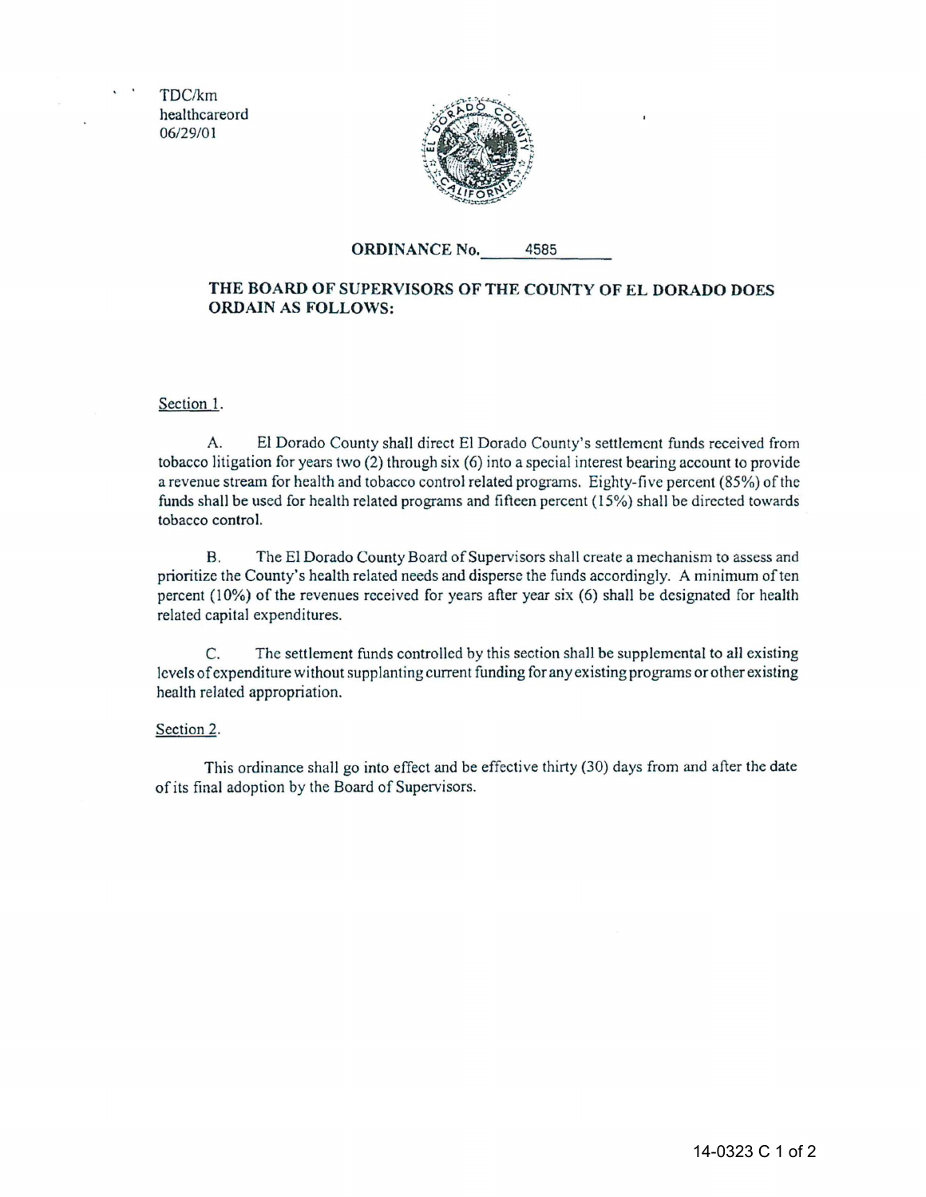TDC/km
healthcareord
06/29/01

**ORDINANCE No. 4585**

**THE BOARD OF SUPERVISORS OF THE COUNTY OF EL DORADO DOES ORDAIN AS FOLLOWS:**

Section 1.

A. El Dorado County shall direct El Dorado County's settlement funds received from tobacco litigation for years two (2) through six (6) into a special interest bearing account to provide a revenue stream for health and tobacco control related programs. Eighty-five percent (85%) of the funds shall be used for health related programs and fifteen percent (15%) shall be directed towards tobacco control.

B. The El Dorado County Board of Supervisors shall create a mechanism to assess and prioritize the County's health related needs and disperse the funds accordingly. A minimum of ten percent (10%) of the revenues received for years after year six (6) shall be designated for health related capital expenditures.

C. The settlement funds controlled by this section shall be supplemental to all existing levels of expenditure without supplanting current funding for any existing programs or other existing health related appropriation.

Section 2.

This ordinance shall go into effect and be effective thirty (30) days from and after the date of its final adoption by the Board of Supervisors.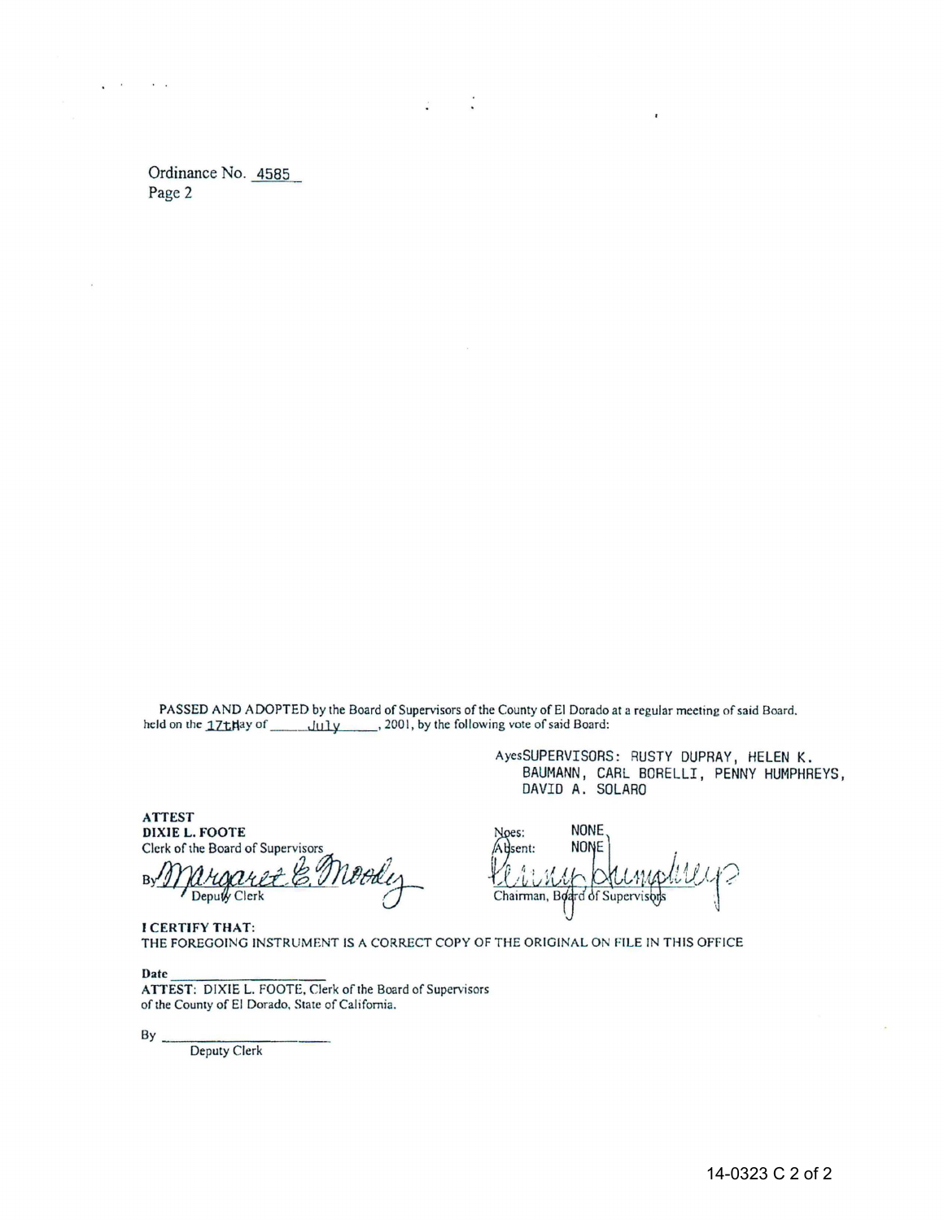Ordinance No. 4585
Page 2

PASSED AND ADOPTED by the Board of Supervisors of the County of El Dorado at a regular meeting of said Board, held on the 17th day of July, 2001, by the following vote of said Board:

Ayes: SUPERVISORS: RUSTY DUPRAY, HELEN K. BAUMANN, CARL BORELLI, PENNY HUMPHREYS, DAVID A. SOLARO

Noes: NONE
Absent: NONE

ATTEST
**DIXIE L. FOOTE**
Clerk of the Board of Supervisors

By Margaret E. Moody
Deputy Clerk

Penny Humphreys
Chairman, Board of Supervisors

**I CERTIFY THAT:**
THE FOREGOING INSTRUMENT IS A CORRECT COPY OF THE ORIGINAL ON FILE IN THIS OFFICE

**Date** ____________________
**ATTEST:** DIXIE L. FOOTE, Clerk of the Board of Supervisors of the County of El Dorado, State of California.

By ____________________
Deputy Clerk

14-0323 C 2 of 2